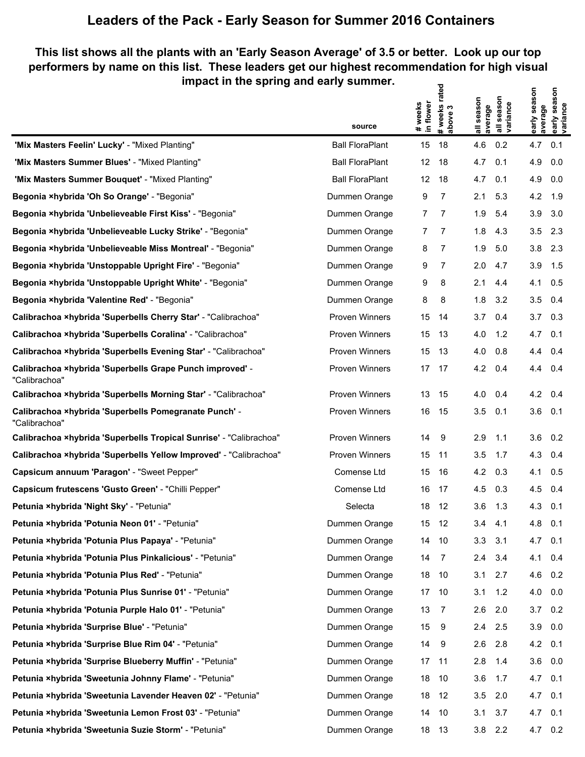# Leaders of the Pack - Early Season for Summer 2016 Containers

## This list shows all the plants with an 'Early Season Average' of 3.5 or better. Look up our top performers by name on this list. These leaders get our highest recommendation for high visual impact in the spring and early summer.

| | source | # weeks in flower | # weeks rated above 3 | all season average | all season variance | early season average | early season variance |
|---|---|---|---|---|---|---|---|
| **'Mix Masters Feelin' Lucky'** - "Mixed Planting" | Ball FloraPlant | 15 | 18 | 4.6 | 0.2 | 4.7 | 0.1 |
| **'Mix Masters Summer Blues'** - "Mixed Planting" | Ball FloraPlant | 12 | 18 | 4.7 | 0.1 | 4.9 | 0.0 |
| **'Mix Masters Summer Bouquet'** - "Mixed Planting" | Ball FloraPlant | 12 | 18 | 4.7 | 0.1 | 4.9 | 0.0 |
| **Begonia ×hybrida 'Oh So Orange'** - "Begonia" | Dummen Orange | 9 | 7 | 2.1 | 5.3 | 4.2 | 1.9 |
| **Begonia ×hybrida 'Unbelieveable First Kiss'** - "Begonia" | Dummen Orange | 7 | 7 | 1.9 | 5.4 | 3.9 | 3.0 |
| **Begonia ×hybrida 'Unbelieveable Lucky Strike'** - "Begonia" | Dummen Orange | 7 | 7 | 1.8 | 4.3 | 3.5 | 2.3 |
| **Begonia ×hybrida 'Unbelieveable Miss Montreal'** - "Begonia" | Dummen Orange | 8 | 7 | 1.9 | 5.0 | 3.8 | 2.3 |
| **Begonia ×hybrida 'Unstoppable Upright Fire'** - "Begonia" | Dummen Orange | 9 | 7 | 2.0 | 4.7 | 3.9 | 1.5 |
| **Begonia ×hybrida 'Unstoppable Upright White'** - "Begonia" | Dummen Orange | 9 | 8 | 2.1 | 4.4 | 4.1 | 0.5 |
| **Begonia ×hybrida 'Valentine Red'** - "Begonia" | Dummen Orange | 8 | 8 | 1.8 | 3.2 | 3.5 | 0.4 |
| **Calibrachoa ×hybrida 'Superbells Cherry Star'** - "Calibrachoa" | Proven Winners | 15 | 14 | 3.7 | 0.4 | 3.7 | 0.3 |
| **Calibrachoa ×hybrida 'Superbells Coralina'** - "Calibrachoa" | Proven Winners | 15 | 13 | 4.0 | 1.2 | 4.7 | 0.1 |
| **Calibrachoa ×hybrida 'Superbells Evening Star'** - "Calibrachoa" | Proven Winners | 15 | 13 | 4.0 | 0.8 | 4.4 | 0.4 |
| **Calibrachoa ×hybrida 'Superbells Grape Punch improved'** - "Calibrachoa" | Proven Winners | 17 | 17 | 4.2 | 0.4 | 4.4 | 0.4 |
| **Calibrachoa ×hybrida 'Superbells Morning Star'** - "Calibrachoa" | Proven Winners | 13 | 15 | 4.0 | 0.4 | 4.2 | 0.4 |
| **Calibrachoa ×hybrida 'Superbells Pomegranate Punch'** - "Calibrachoa" | Proven Winners | 16 | 15 | 3.5 | 0.1 | 3.6 | 0.1 |
| **Calibrachoa ×hybrida 'Superbells Tropical Sunrise'** - "Calibrachoa" | Proven Winners | 14 | 9 | 2.9 | 1.1 | 3.6 | 0.2 |
| **Calibrachoa ×hybrida 'Superbells Yellow Improved'** - "Calibrachoa" | Proven Winners | 15 | 11 | 3.5 | 1.7 | 4.3 | 0.4 |
| **Capsicum annuum 'Paragon'** - "Sweet Pepper" | Comense Ltd | 15 | 16 | 4.2 | 0.3 | 4.1 | 0.5 |
| **Capsicum frutescens 'Gusto Green'** - "Chilli Pepper" | Comense Ltd | 16 | 17 | 4.5 | 0.3 | 4.5 | 0.4 |
| **Petunia ×hybrida 'Night Sky'** - "Petunia" | Selecta | 18 | 12 | 3.6 | 1.3 | 4.3 | 0.1 |
| **Petunia ×hybrida 'Potunia Neon 01'** - "Petunia" | Dummen Orange | 15 | 12 | 3.4 | 4.1 | 4.8 | 0.1 |
| **Petunia ×hybrida 'Potunia Plus Papaya'** - "Petunia" | Dummen Orange | 14 | 10 | 3.3 | 3.1 | 4.7 | 0.1 |
| **Petunia ×hybrida 'Potunia Plus Pinkalicious'** - "Petunia" | Dummen Orange | 14 | 7 | 2.4 | 3.4 | 4.1 | 0.4 |
| **Petunia ×hybrida 'Potunia Plus Red'** - "Petunia" | Dummen Orange | 18 | 10 | 3.1 | 2.7 | 4.6 | 0.2 |
| **Petunia ×hybrida 'Potunia Plus Sunrise 01'** - "Petunia" | Dummen Orange | 17 | 10 | 3.1 | 1.2 | 4.0 | 0.0 |
| **Petunia ×hybrida 'Potunia Purple Halo 01'** - "Petunia" | Dummen Orange | 13 | 7 | 2.6 | 2.0 | 3.7 | 0.2 |
| **Petunia ×hybrida 'Surprise Blue'** - "Petunia" | Dummen Orange | 15 | 9 | 2.4 | 2.5 | 3.9 | 0.0 |
| **Petunia ×hybrida 'Surprise Blue Rim 04'** - "Petunia" | Dummen Orange | 14 | 9 | 2.6 | 2.8 | 4.2 | 0.1 |
| **Petunia ×hybrida 'Surprise Blueberry Muffin'** - "Petunia" | Dummen Orange | 17 | 11 | 2.8 | 1.4 | 3.6 | 0.0 |
| **Petunia ×hybrida 'Sweetunia Johnny Flame'** - "Petunia" | Dummen Orange | 18 | 10 | 3.6 | 1.7 | 4.7 | 0.1 |
| **Petunia ×hybrida 'Sweetunia Lavender Heaven 02'** - "Petunia" | Dummen Orange | 18 | 12 | 3.5 | 2.0 | 4.7 | 0.1 |
| **Petunia ×hybrida 'Sweetunia Lemon Frost 03'** - "Petunia" | Dummen Orange | 14 | 10 | 3.1 | 3.7 | 4.7 | 0.1 |
| **Petunia ×hybrida 'Sweetunia Suzie Storm'** - "Petunia" | Dummen Orange | 18 | 13 | 3.8 | 2.2 | 4.7 | 0.2 |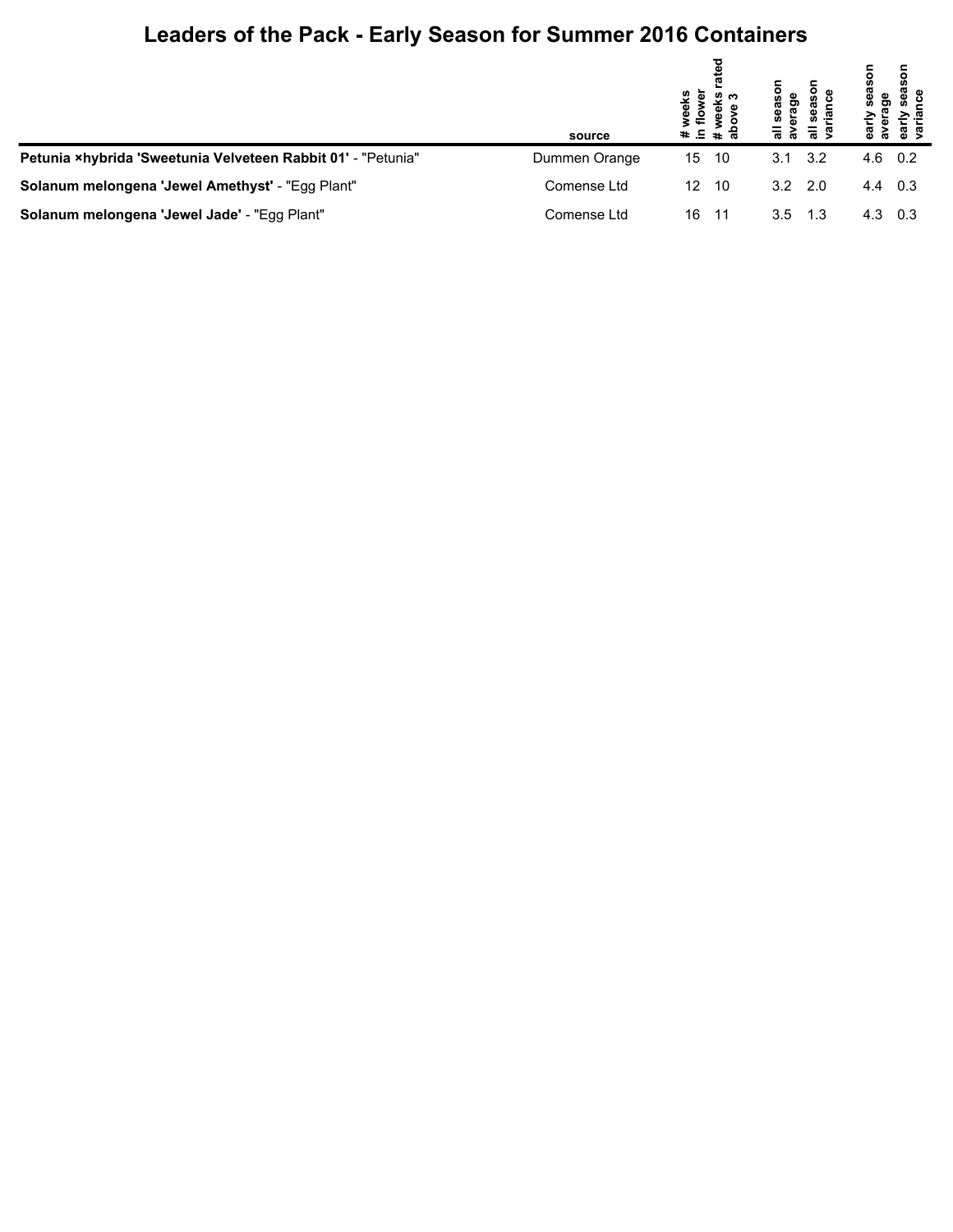# Leaders of the Pack - Early Season for Summer 2016 Containers

| | source | # weeks in flower | # weeks rated above 3 | all season average | all season variance | early season average | early season variance |
|---|---|---|---|---|---|---|---|
| **Petunia ×hybrida 'Sweetunia Velveteen Rabbit 01'** - "Petunia" | Dummen Orange | 15 | 10 | 3.1 | 3.2 | 4.6 | 0.2 |
| **Solanum melongena 'Jewel Amethyst'** - "Egg Plant" | Comense Ltd | 12 | 10 | 3.2 | 2.0 | 4.4 | 0.3 |
| **Solanum melongena 'Jewel Jade'** - "Egg Plant" | Comense Ltd | 16 | 11 | 3.5 | 1.3 | 4.3 | 0.3 |